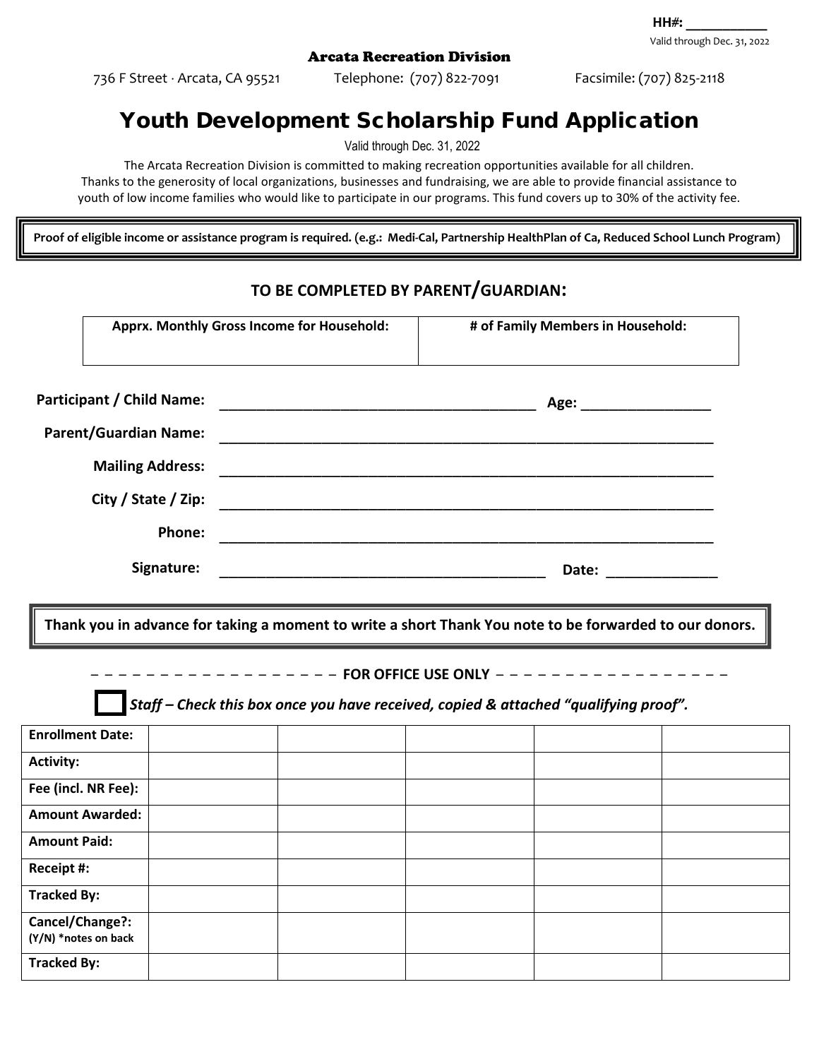HH#: ___________

Valid through Dec. 31, 2022

Arcata Recreation Division

736 F Street · Arcata, CA 95521 Telephone: (707) 822-7091 Facsimile: (707) 825-2118

# Youth Development Scholarship Fund Application

Valid through Dec. 31, 2022

The Arcata Recreation Division is committed to making recreation opportunities available for all children. Thanks to the generosity of local organizations, businesses and fundraising, we are able to provide financial assistance to youth of low income families who would like to participate in our programs. This fund covers up to 30% of the activity fee.

**Proof of eligible income or assistance program is required. (e.g.: Medi-Cal, Partnership HealthPlan of Ca, Reduced School Lunch Program)**

## TO BE COMPLETED BY PARENT/GUARDIAN:

| Apprx. Monthly Gross Income for Household: | # of Family Members in Household: |
|---|---|
| | |

**Participant / Child Name:** ________________________________________ **Age:** ________________

**Parent/Guardian Name:** ________________________________________________________________

**Mailing Address:** ________________________________________________________________

**City / State / Zip:** ________________________________________________________________

**Phone:** ________________________________________________________________

**Signature:** __________________________________________ **Date:** ______________

**Thank you in advance for taking a moment to write a short Thank You note to be forwarded to our donors.**

– – – – – – – – – – – – – – – – – – **FOR OFFICE USE ONLY** – – – – – – – – – – – – – – – – –

☐ ***Staff – Check this box once you have received, copied & attached "qualifying proof".***

| **Enrollment Date:** | | | | | |
|---|---|---|---|---|---|
| **Activity:** | | | | | |
| **Fee (incl. NR Fee):** | | | | | |
| **Amount Awarded:** | | | | | |
| **Amount Paid:** | | | | | |
| **Receipt #:** | | | | | |
| **Tracked By:** | | | | | |
| **Cancel/Change?: (Y/N) \*notes on back** | | | | | |
| **Tracked By:** | | | | | |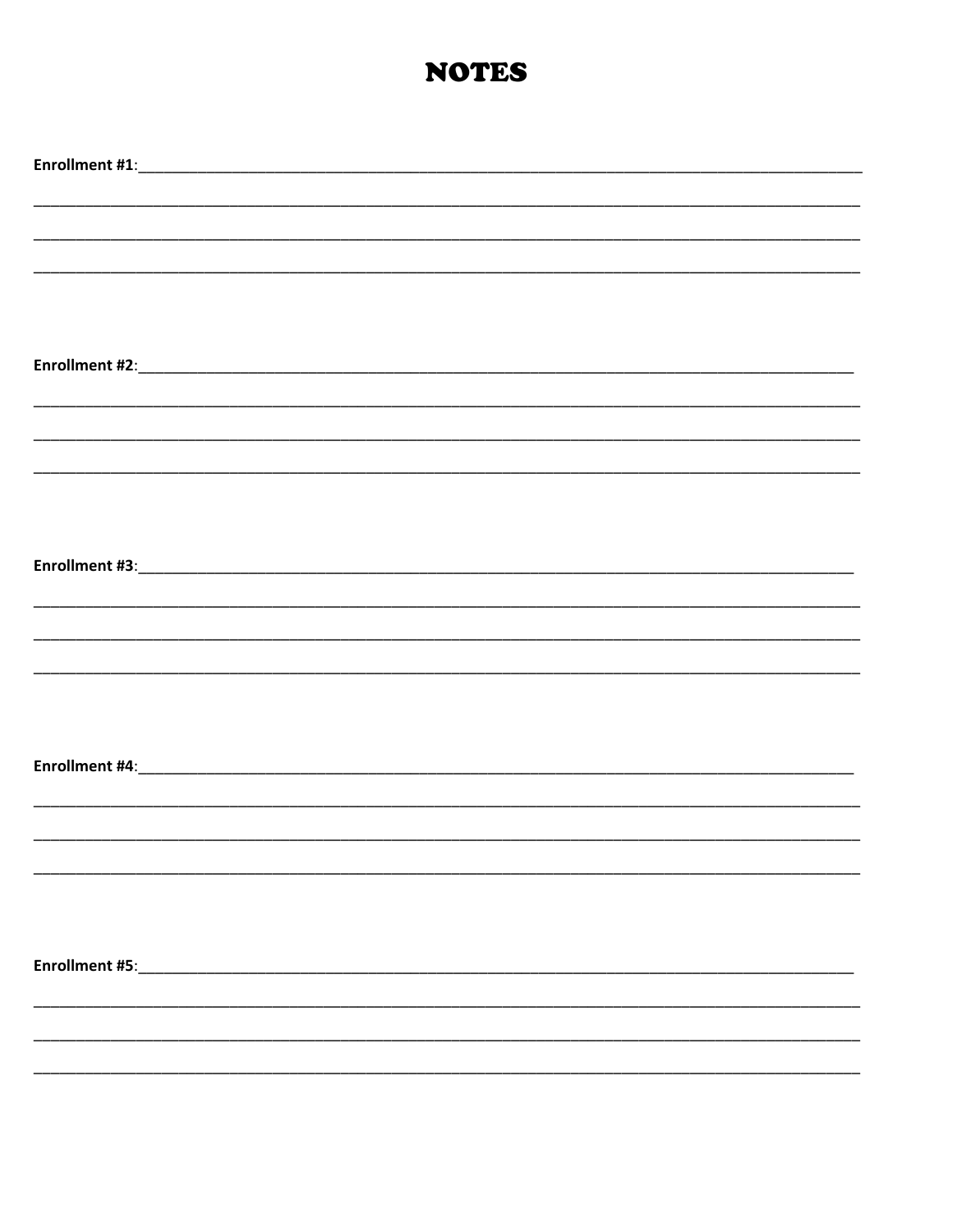# NOTES

**Enrollment #1**:____________________________________________________________________________________

_____________________________________________________________________________________________

_____________________________________________________________________________________________

_____________________________________________________________________________________________

**Enrollment #2**:___________________________________________________________________________________

_____________________________________________________________________________________________

_____________________________________________________________________________________________

_____________________________________________________________________________________________

**Enrollment #3**:___________________________________________________________________________________

_____________________________________________________________________________________________

_____________________________________________________________________________________________

_____________________________________________________________________________________________

**Enrollment #4**:___________________________________________________________________________________

_____________________________________________________________________________________________

_____________________________________________________________________________________________

_____________________________________________________________________________________________

**Enrollment #5**:___________________________________________________________________________________

_____________________________________________________________________________________________

_____________________________________________________________________________________________

_____________________________________________________________________________________________